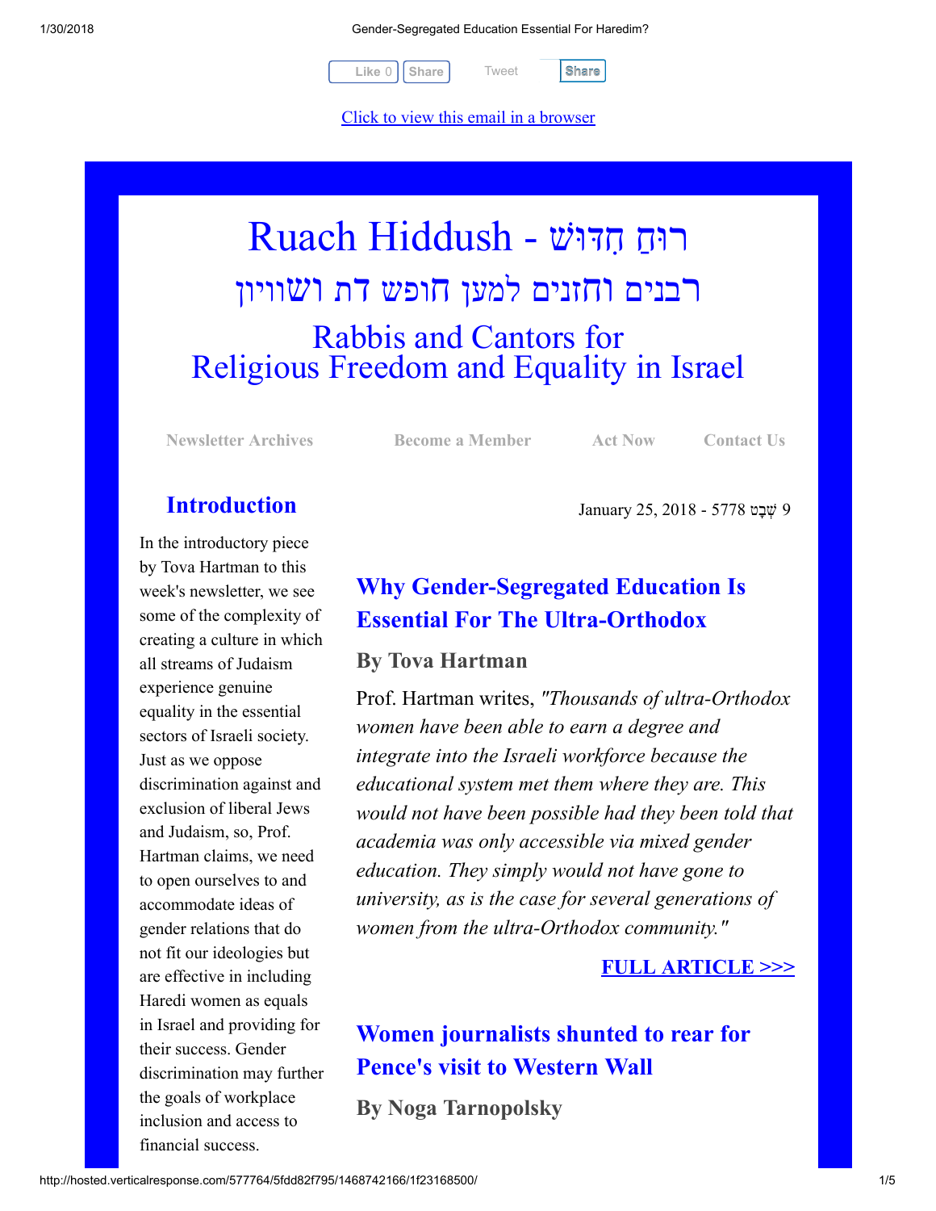Like 0 | Share | Tweet | Share

Click to view this email in a browser

# Ruach Hiddush - רוּחַ חִדּוּשׁ

## רבנים וחזנים למען חופש דת ושוויון

## Rabbis and Cantors for Religious Freedom and Equality in Israel

Newsletter Archives | Become a Member | Act Now | Contact Us

January 25, 2018 - 5778 9 שְׁבָט

## Introduction

In the introductory piece by Tova Hartman to this week's newsletter, we see some of the complexity of creating a culture in which all streams of Judaism experience genuine equality in the essential sectors of Israeli society. Just as we oppose discrimination against and exclusion of liberal Jews and Judaism, so, Prof. Hartman claims, we need to open ourselves to and accommodate ideas of gender relations that do not fit our ideologies but are effective in including Haredi women as equals in Israel and providing for their success. Gender discrimination may further the goals of workplace inclusion and access to financial success.

## Why Gender-Segregated Education Is Essential For The Ultra-Orthodox

### By Tova Hartman

Prof. Hartman writes, *"Thousands of ultra-Orthodox women have been able to earn a degree and integrate into the Israeli workforce because the educational system met them where they are. This would not have been possible had they been told that academia was only accessible via mixed gender education. They simply would not have gone to university, as is the case for several generations of women from the ultra-Orthodox community."*

**FULL ARTICLE >>>**

## Women journalists shunted to rear for Pence's visit to Western Wall

### By Noga Tarnopolsky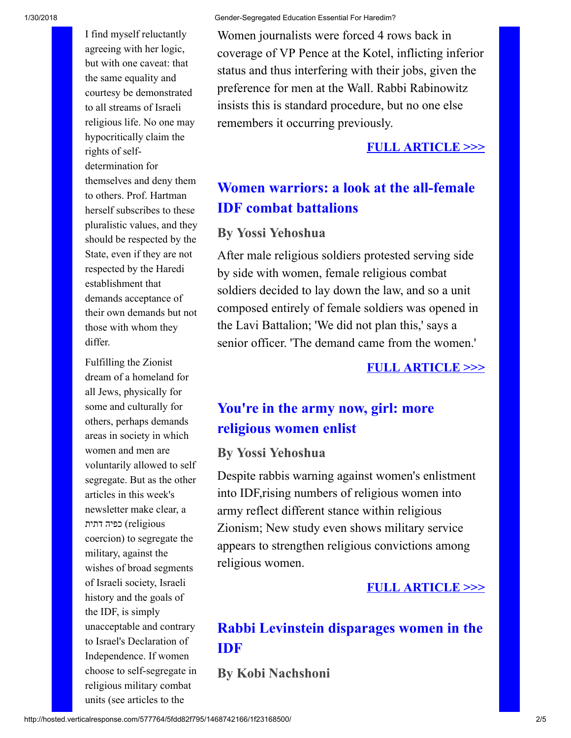I find myself reluctantly agreeing with her logic, but with one caveat: that the same equality and courtesy be demonstrated to all streams of Israeli religious life. No one may hypocritically claim the rights of self-determination for themselves and deny them to others. Prof. Hartman herself subscribes to these pluralistic values, and they should be respected by the State, even if they are not respected by the Haredi establishment that demands acceptance of their own demands but not those with whom they differ.

Fulfilling the Zionist dream of a homeland for all Jews, physically for some and culturally for others, perhaps demands areas in society in which women and men are voluntarily allowed to self segregate. But as the other articles in this week's newsletter make clear, a כפיה דתית (religious coercion) to segregate the military, against the wishes of broad segments of Israeli society, Israeli history and the goals of the IDF, is simply unacceptable and contrary to Israel's Declaration of Independence. If women choose to self-segregate in religious military combat units (see articles to the

Women journalists were forced 4 rows back in coverage of VP Pence at the Kotel, inflicting inferior status and thus interfering with their jobs, given the preference for men at the Wall. Rabbi Rabinowitz insists this is standard procedure, but no one else remembers it occurring previously.

**FULL ARTICLE >>>**

## Women warriors: a look at the all-female IDF combat battalions

### By Yossi Yehoshua

After male religious soldiers protested serving side by side with women, female religious combat soldiers decided to lay down the law, and so a unit composed entirely of female soldiers was opened in the Lavi Battalion; 'We did not plan this,' says a senior officer. 'The demand came from the women.'

**FULL ARTICLE >>>**

## You're in the army now, girl: more religious women enlist

### By Yossi Yehoshua

Despite rabbis warning against women's enlistment into IDF,rising numbers of religious women into army reflect different stance within religious Zionism; New study even shows military service appears to strengthen religious convictions among religious women.

**FULL ARTICLE >>>**

## Rabbi Levinstein disparages women in the IDF

### By Kobi Nachshoni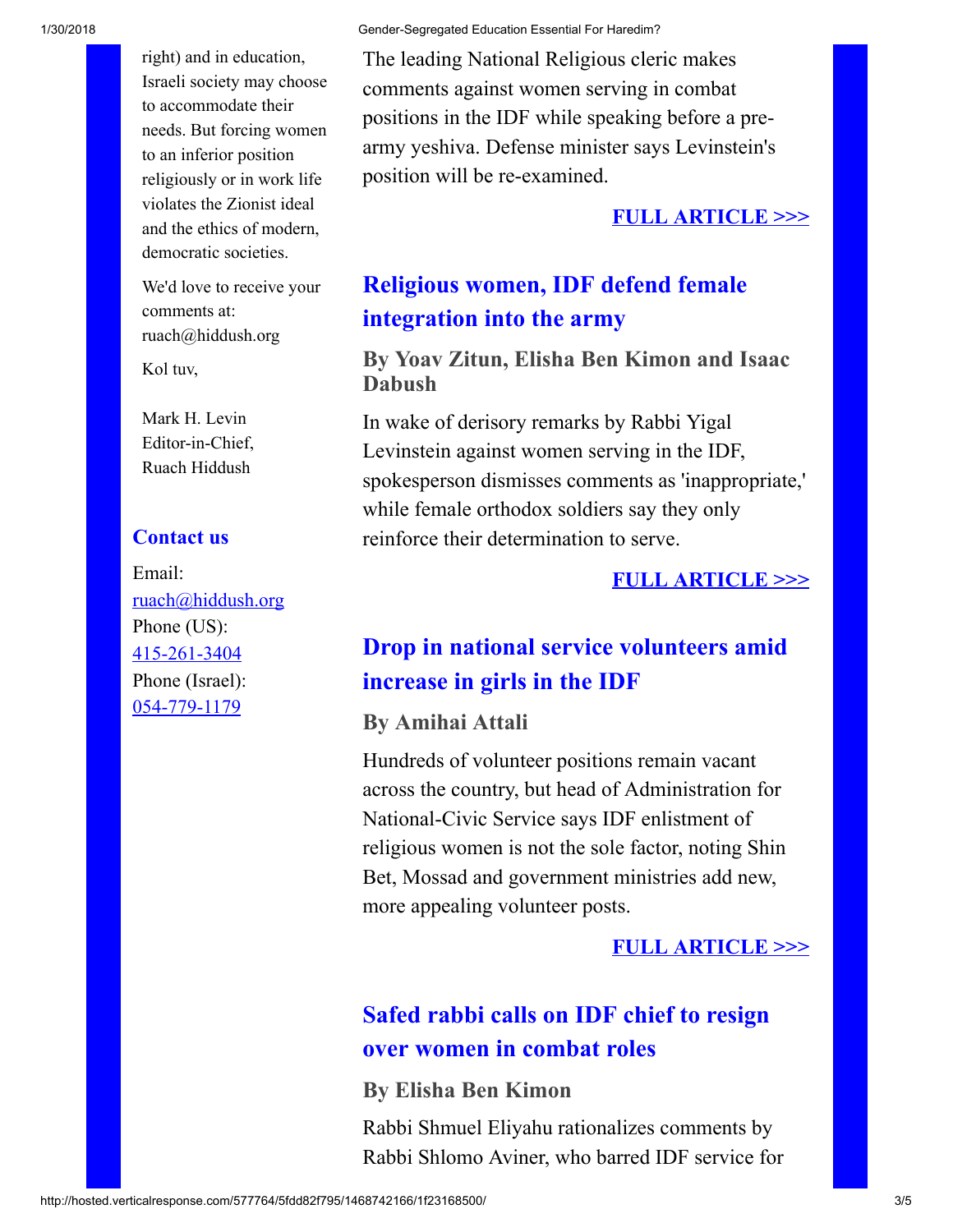right) and in education, Israeli society may choose to accommodate their needs. But forcing women to an inferior position religiously or in work life violates the Zionist ideal and the ethics of modern, democratic societies.

We'd love to receive your comments at: ruach@hiddush.org

Kol tuv,

Mark H. Levin
Editor-in-Chief,
Ruach Hiddush

### Contact us

Email:
ruach@hiddush.org
Phone (US):
415-261-3404
Phone (Israel):
054-779-1179

The leading National Religious cleric makes comments against women serving in combat positions in the IDF while speaking before a pre-army yeshiva. Defense minister says Levinstein's position will be re-examined.

**FULL ARTICLE >>>**

## Religious women, IDF defend female integration into the army

### By Yoav Zitun, Elisha Ben Kimon and Isaac Dabush

In wake of derisory remarks by Rabbi Yigal Levinstein against women serving in the IDF, spokesperson dismisses comments as 'inappropriate,' while female orthodox soldiers say they only reinforce their determination to serve.

**FULL ARTICLE >>>**

## Drop in national service volunteers amid increase in girls in the IDF

### By Amihai Attali

Hundreds of volunteer positions remain vacant across the country, but head of Administration for National-Civic Service says IDF enlistment of religious women is not the sole factor, noting Shin Bet, Mossad and government ministries add new, more appealing volunteer posts.

**FULL ARTICLE >>>**

## Safed rabbi calls on IDF chief to resign over women in combat roles

### By Elisha Ben Kimon

Rabbi Shmuel Eliyahu rationalizes comments by Rabbi Shlomo Aviner, who barred IDF service for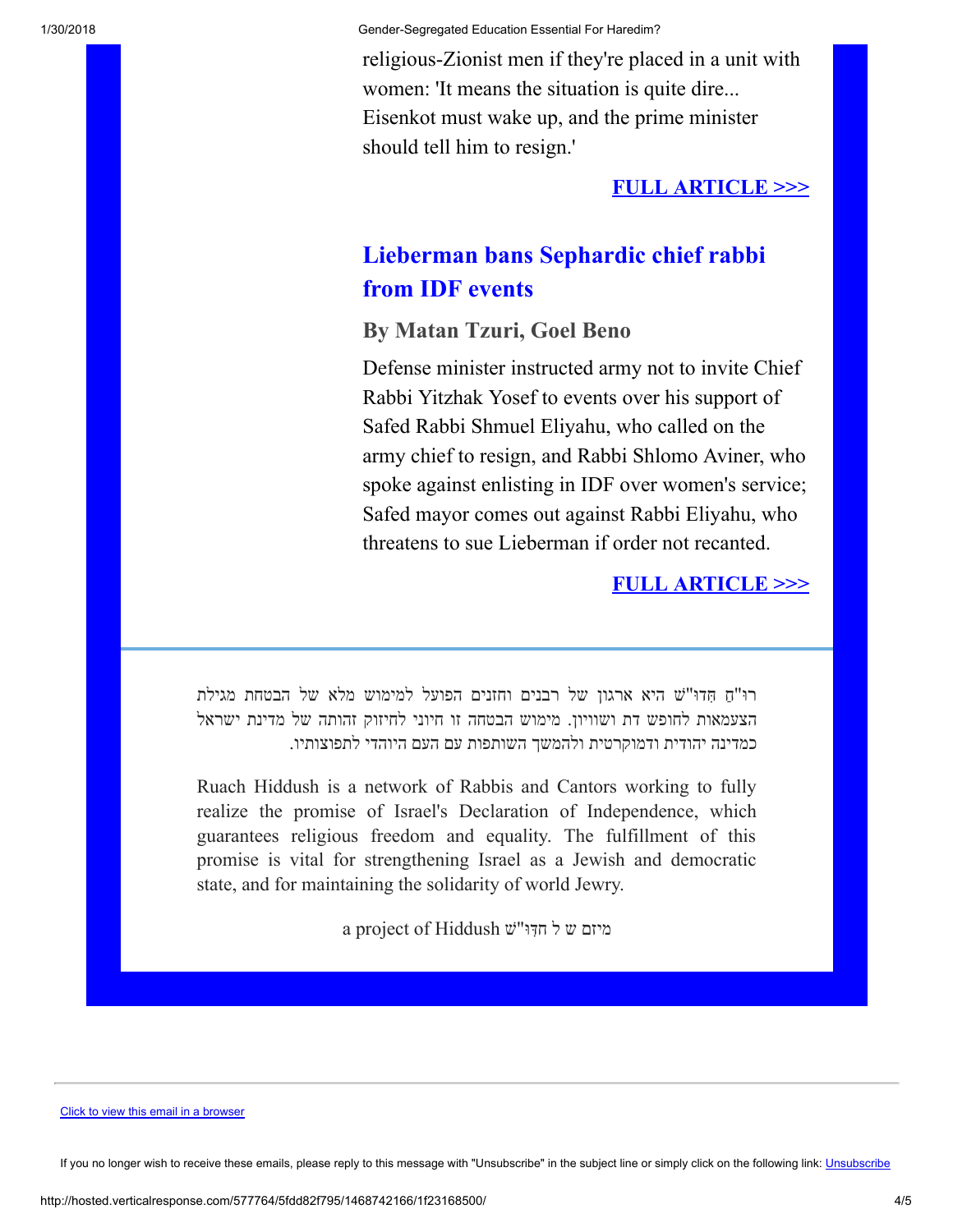religious-Zionist men if they're placed in a unit with women: 'It means the situation is quite dire... Eisenkot must wake up, and the prime minister should tell him to resign.'

**FULL ARTICLE >>>**

## Lieberman bans Sephardic chief rabbi from IDF events

### By Matan Tzuri, Goel Beno

Defense minister instructed army not to invite Chief Rabbi Yitzhak Yosef to events over his support of Safed Rabbi Shmuel Eliyahu, who called on the army chief to resign, and Rabbi Shlomo Aviner, who spoke against enlisting in IDF over women's service; Safed mayor comes out against Rabbi Eliyahu, who threatens to sue Lieberman if order not recanted.

**FULL ARTICLE >>>**

---

רוּ"חַ חִדּוּ"ש היא ארגון של רבנים וחזנים הפועל למימוש מלא של הבטחת מגילת הצעמאות לחופש דת ושוויון. מימוש הבטחה זו חיוני לחיזוק זהותה של מדינת ישראל כמדינה יהודית ודמוקרטית ולהמשך השותפות עם העם היהודי לתפוצותיו.

Ruach Hiddush is a network of Rabbis and Cantors working to fully realize the promise of Israel's Declaration of Independence, which guarantees religious freedom and equality. The fulfillment of this promise is vital for strengthening Israel as a Jewish and democratic state, and for maintaining the solidarity of world Jewry.

a project of Hiddush מיזם של חִדּוּ"ש

Click to view this email in a browser

If you no longer wish to receive these emails, please reply to this message with "Unsubscribe" in the subject line or simply click on the following link: Unsubscribe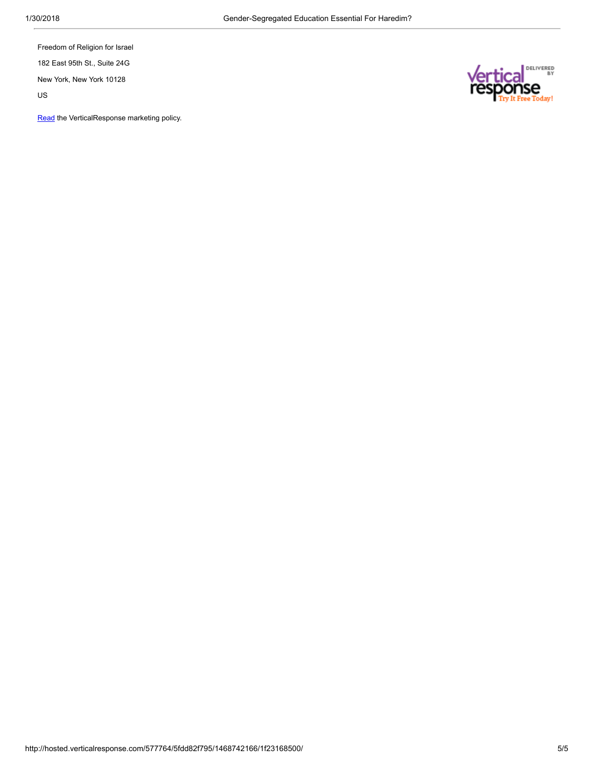Freedom of Religion for Israel

182 East 95th St., Suite 24G

New York, New York 10128

US

Read the VerticalResponse marketing policy.